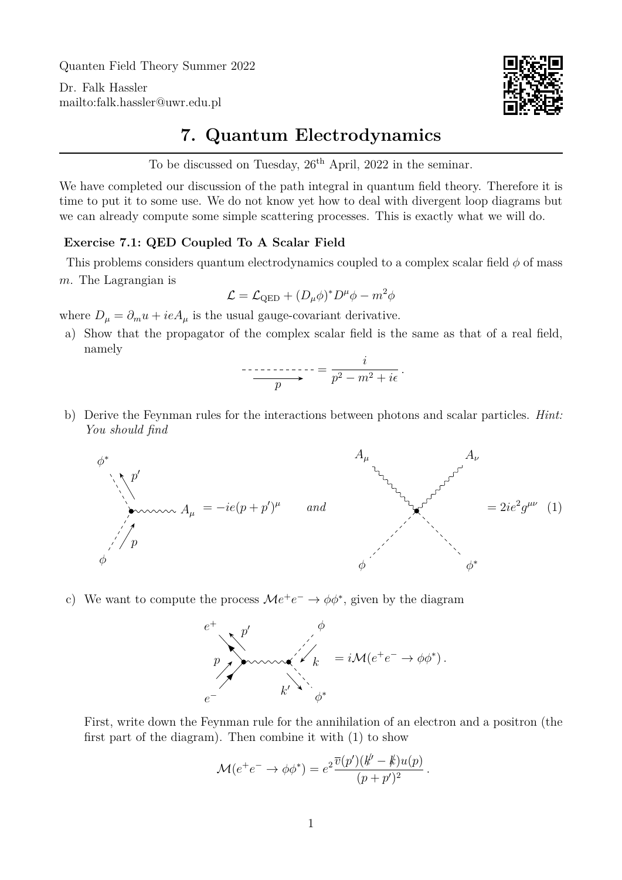Quanten Field Theory Summer 2022

Dr. Falk Hassler
mailto:falk.hassler@uwr.edu.pl

# 7. Quantum Electrodynamics

To be discussed on Tuesday, 26th April, 2022 in the seminar.

We have completed our discussion of the path integral in quantum field theory. Therefore it is time to put it to some use. We do not know yet how to deal with divergent loop diagrams but we can already compute some simple scattering processes. This is exactly what we will do.

### Exercise 7.1: QED Coupled To A Scalar Field

This problems considers quantum electrodynamics coupled to a complex scalar field $\phi$ of mass $m$. The Lagrangian is

$$\mathcal{L} = \mathcal{L}_{\text{QED}} + (D_\mu \phi)^* D^\mu \phi - m^2 \phi$$

where $D_\mu = \partial_m u + ieA_\mu$ is the usual gauge-covariant derivative.

a) Show that the propagator of the complex scalar field is the same as that of a real field, namely

$$\text{(dashed line, momentum } p\text{)} = \frac{i}{p^2 - m^2 + i\epsilon}\,.$$

b) Derive the Feynman rules for the interactions between photons and scalar particles. *Hint: You should find*

$$\text{(vertex } \phi(p),\ \phi^*(p'),\ A_\mu\text{)} = -ie(p+p')^\mu \qquad \textit{and} \qquad \text{(vertex } A_\mu,\ A_\nu,\ \phi,\ \phi^*\text{)} = 2ie^2 g^{\mu\nu} \quad (1)$$

c) We want to compute the process $\mathcal{M}e^+e^- \to \phi\phi^*$, given by the diagram

$$\text{(diagram: } e^-(p),\ e^+(p') \to \text{photon} \to \phi(k),\ \phi^*(k')\text{)} = i\mathcal{M}(e^+e^- \to \phi\phi^*)\,.$$

First, write down the Feynman rule for the annihilation of an electron and a positron (the first part of the diagram). Then combine it with (1) to show

$$\mathcal{M}(e^+e^- \to \phi\phi^*) = e^2 \frac{\overline{v}(p')(\not{k}' - \not{k})u(p)}{(p+p')^2}\,.$$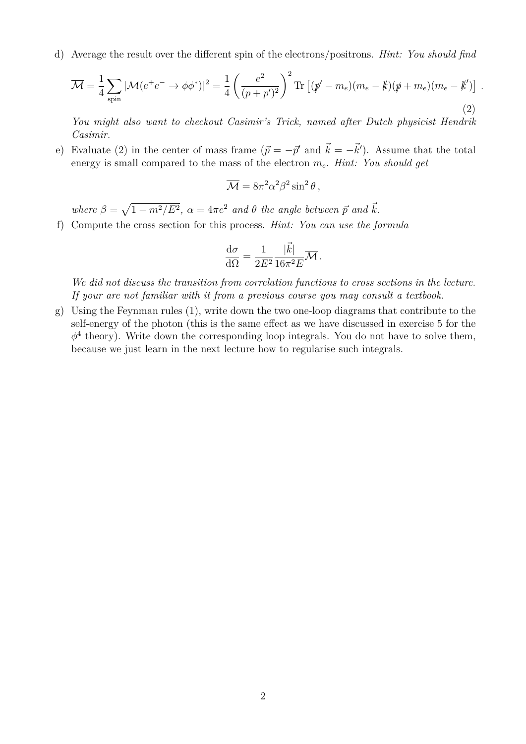d) Average the result over the different spin of the electrons/positrons. *Hint: You should find*

$$\overline{\mathcal{M}} = \frac{1}{4}\sum_{\text{spin}} |\mathcal{M}(e^+e^- \to \phi\phi^*)|^2 = \frac{1}{4}\left(\frac{e^2}{(p+p')^2}\right)^2 \operatorname{Tr}\left[(\not{p}' - m_e)(m_e - \not{k})(\not{p} + m_e)(m_e - \not{k}')\right] . \tag{2}$$

*You might also want to checkout Casimir's Trick, named after Dutch physicist Hendrik Casimir.*

e) Evaluate (2) in the center of mass frame ($\vec{p} = -\vec{p}'$ and $\vec{k} = -\vec{k}'$). Assume that the total energy is small compared to the mass of the electron $m_e$. *Hint: You should get*

$$\overline{\mathcal{M}} = 8\pi^2\alpha^2\beta^2\sin^2\theta\,,$$

*where $\beta = \sqrt{1 - m^2/E^2}$, $\alpha = 4\pi e^2$ and $\theta$ the angle between $\vec{p}$ and $\vec{k}$.*

f) Compute the cross section for this process. *Hint: You can use the formula*

$$\frac{\mathrm{d}\sigma}{\mathrm{d}\Omega} = \frac{1}{2E^2}\frac{|\vec{k}|}{16\pi^2 E}\overline{\mathcal{M}}\,.$$

*We did not discuss the transition from correlation functions to cross sections in the lecture. If your are not familiar with it from a previous course you may consult a textbook.*

g) Using the Feynman rules (1), write down the two one-loop diagrams that contribute to the self-energy of the photon (this is the same effect as we have discussed in exercise 5 for the $\phi^4$ theory). Write down the corresponding loop integrals. You do not have to solve them, because we just learn in the next lecture how to regularise such integrals.